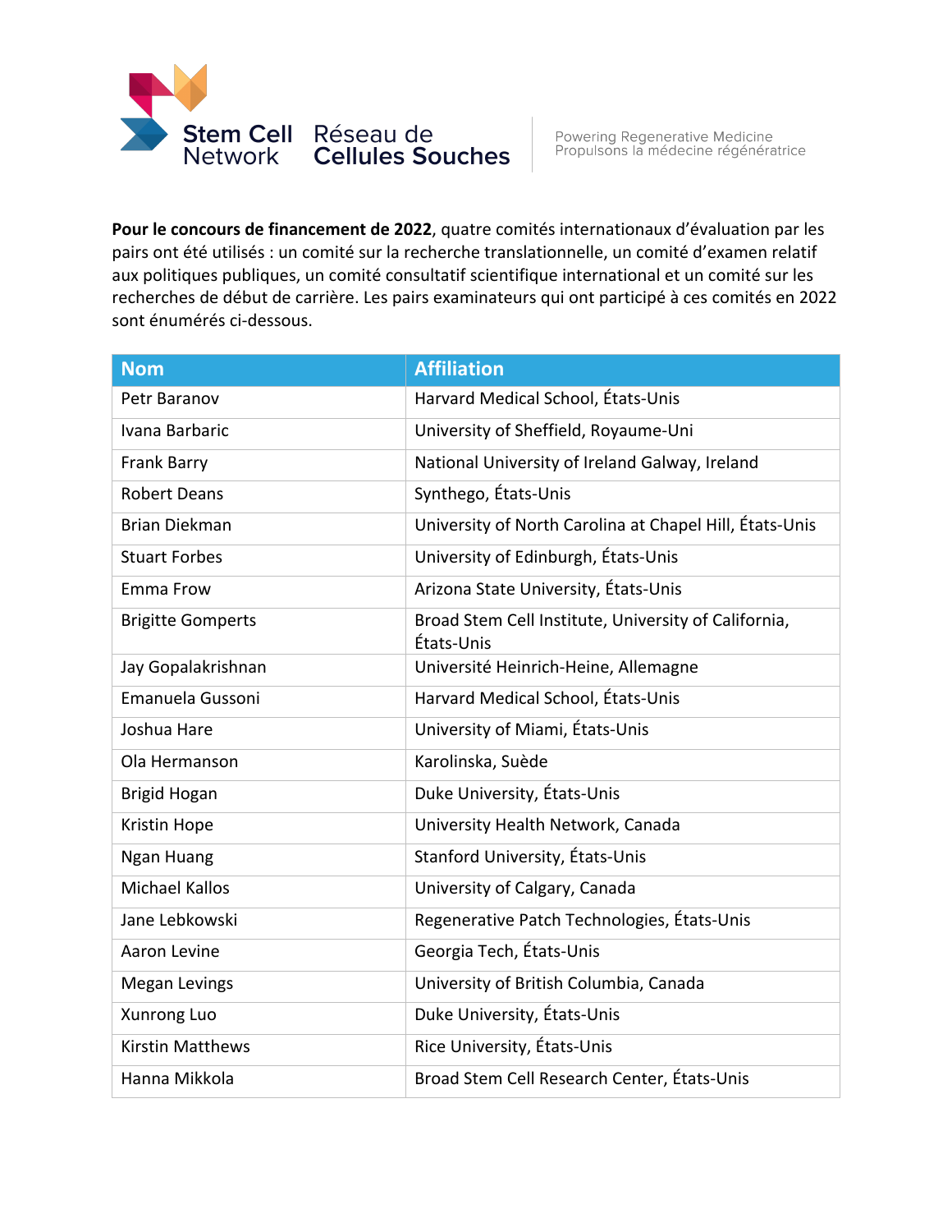Stem Cell Network Réseau de Cellules Souches

Powering Regenerative Medicine
Propulsons la médecine régénératrice

**Pour le concours de financement de 2022**, quatre comités internationaux d'évaluation par les pairs ont été utilisés : un comité sur la recherche translationnelle, un comité d'examen relatif aux politiques publiques, un comité consultatif scientifique international et un comité sur les recherches de début de carrière. Les pairs examinateurs qui ont participé à ces comités en 2022 sont énumérés ci-dessous.

| Nom | Affiliation |
| --- | --- |
| Petr Baranov | Harvard Medical School, États-Unis |
| Ivana Barbaric | University of Sheffield, Royaume-Uni |
| Frank Barry | National University of Ireland Galway, Ireland |
| Robert Deans | Synthego, États-Unis |
| Brian Diekman | University of North Carolina at Chapel Hill, États-Unis |
| Stuart Forbes | University of Edinburgh, États-Unis |
| Emma Frow | Arizona State University, États-Unis |
| Brigitte Gomperts | Broad Stem Cell Institute, University of California, États-Unis |
| Jay Gopalakrishnan | Université Heinrich-Heine, Allemagne |
| Emanuela Gussoni | Harvard Medical School, États-Unis |
| Joshua Hare | University of Miami, États-Unis |
| Ola Hermanson | Karolinska, Suède |
| Brigid Hogan | Duke University, États-Unis |
| Kristin Hope | University Health Network, Canada |
| Ngan Huang | Stanford University, États-Unis |
| Michael Kallos | University of Calgary, Canada |
| Jane Lebkowski | Regenerative Patch Technologies, États-Unis |
| Aaron Levine | Georgia Tech, États-Unis |
| Megan Levings | University of British Columbia, Canada |
| Xunrong Luo | Duke University, États-Unis |
| Kirstin Matthews | Rice University, États-Unis |
| Hanna Mikkola | Broad Stem Cell Research Center, États-Unis |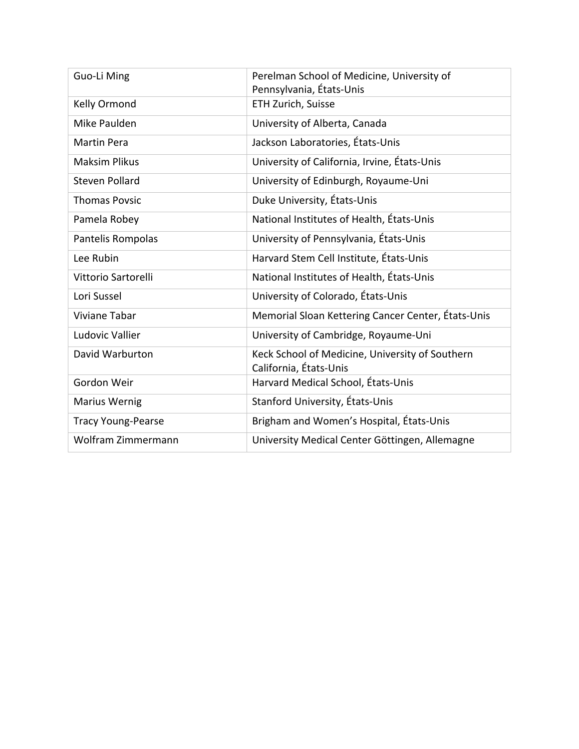| | |
|---|---|
| Guo-Li Ming | Perelman School of Medicine, University of Pennsylvania, États-Unis |
| Kelly Ormond | ETH Zurich, Suisse |
| Mike Paulden | University of Alberta, Canada |
| Martin Pera | Jackson Laboratories, États-Unis |
| Maksim Plikus | University of California, Irvine, États-Unis |
| Steven Pollard | University of Edinburgh, Royaume-Uni |
| Thomas Povsic | Duke University, États-Unis |
| Pamela Robey | National Institutes of Health, États-Unis |
| Pantelis Rompolas | University of Pennsylvania, États-Unis |
| Lee Rubin | Harvard Stem Cell Institute, États-Unis |
| Vittorio Sartorelli | National Institutes of Health, États-Unis |
| Lori Sussel | University of Colorado, États-Unis |
| Viviane Tabar | Memorial Sloan Kettering Cancer Center, États-Unis |
| Ludovic Vallier | University of Cambridge, Royaume-Uni |
| David Warburton | Keck School of Medicine, University of Southern California, États-Unis |
| Gordon Weir | Harvard Medical School, États-Unis |
| Marius Wernig | Stanford University, États-Unis |
| Tracy Young-Pearse | Brigham and Women's Hospital, États-Unis |
| Wolfram Zimmermann | University Medical Center Göttingen, Allemagne |